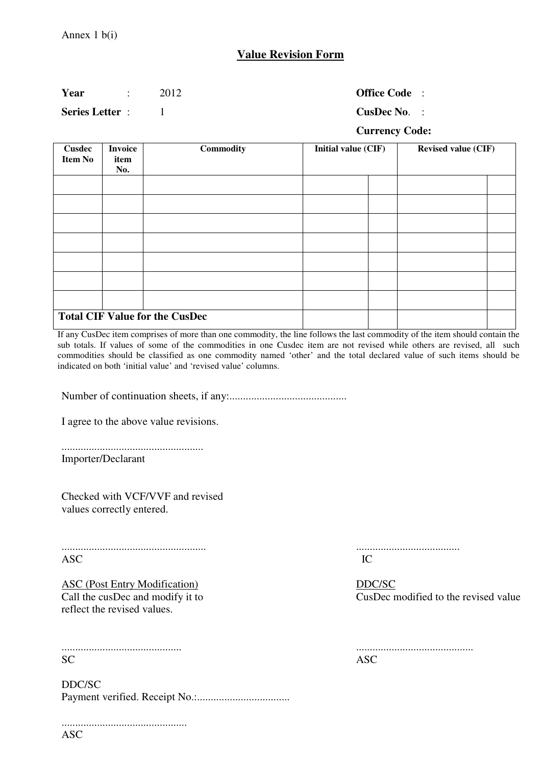Annex 1 b(i)

## Value Revision Form

**Year** : 2012 **Office Code** :

**Series Letter** : 1 **CusDec No**. :

**Currency Code:**

| Cusdec Item No | Invoice item No. | Commodity | Initial value (CIF) | | Revised value (CIF) | |
|---|---|---|---|---|---|---|
| | | | | | | |
| | | | | | | |
| | | | | | | |
| | | | | | | |
| | | | | | | |
| | | | | | | |
| | | | | | | |
| **Total CIF Value for the CusDec** | | | | | | |

If any CusDec item comprises of more than one commodity, the line follows the last commodity of the item should contain the sub totals. If values of some of the commodities in one Cusdec item are not revised while others are revised, all such commodities should be classified as one commodity named 'other' and the total declared value of such items should be indicated on both 'initial value' and 'revised value' columns.

Number of continuation sheets, if any:...........................................

I agree to the above value revisions.

....................................................
Importer/Declarant

Checked with VCF/VVF and revised values correctly entered.

.....................................................
ASC

......................................
IC

ASC (Post Entry Modification)
Call the cusDec and modify it to reflect the revised values.

............................................
SC

DDC/SC
CusDec modified to the revised value

...........................................
ASC

DDC/SC
Payment verified. Receipt No.:..................................

.............................................
ASC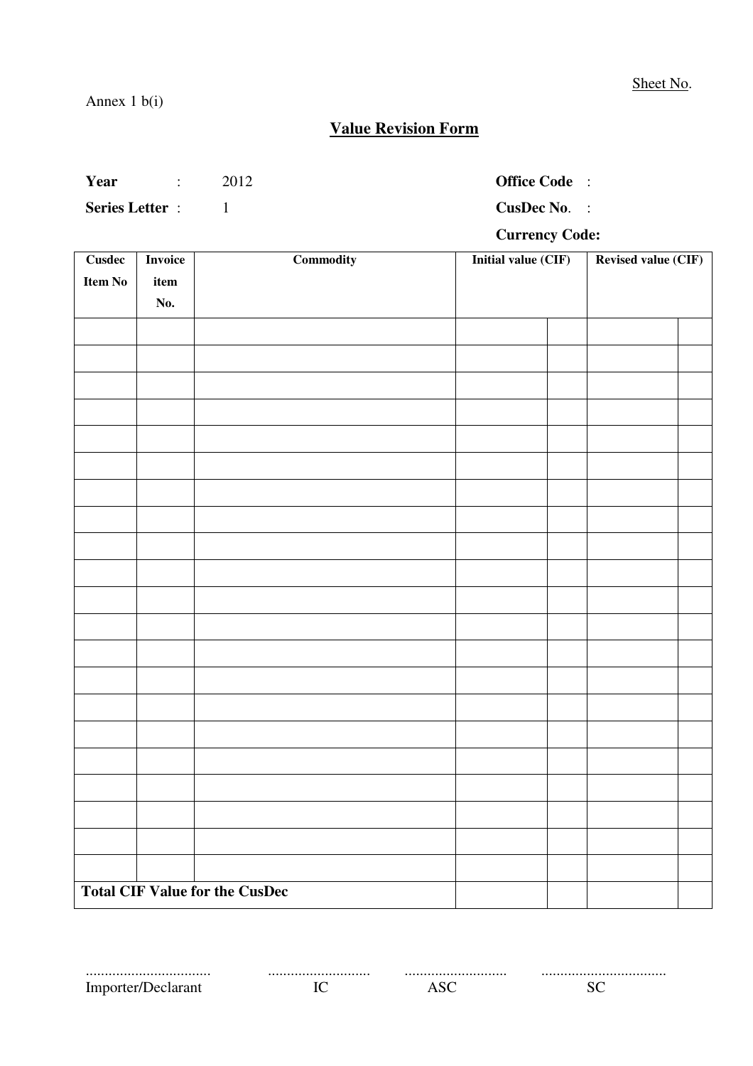Sheet No.

Annex 1 b(i)

## Value Revision Form

**Year** : 2012 **Office Code** :

**Series Letter** : 1 **CusDec No**. :

**Currency Code:**

| Cusdec Item No | Invoice item No. | Commodity | Initial value (CIF) | | Revised value (CIF) | |
|---|---|---|---|---|---|---|
| | | | | | | |
| | | | | | | |
| | | | | | | |
| | | | | | | |
| | | | | | | |
| | | | | | | |
| | | | | | | |
| | | | | | | |
| | | | | | | |
| | | | | | | |
| | | | | | | |
| | | | | | | |
| | | | | | | |
| | | | | | | |
| | | | | | | |
| | | | | | | |
| | | | | | | |
| | | | | | | |
| | | | | | | |
| | | | | | | |
| | | | | | | |
| **Total CIF Value for the CusDec** | | | | | | |

................................. Importer/Declarant

........................... IC

........................... ASC

................................. SC